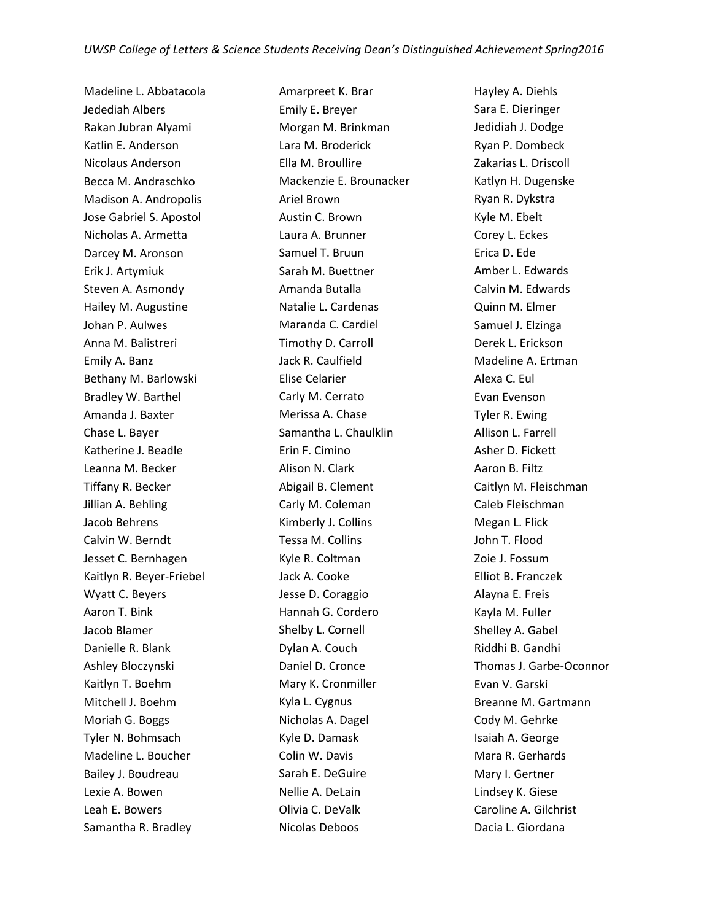*UWSP College of Letters & Science Students Receiving Dean's Distinguished Achievement Spring2016*

Madeline L. Abbatacola
Jedediah Albers
Rakan Jubran Alyami
Katlin E. Anderson
Nicolaus Anderson
Becca M. Andraschko
Madison A. Andropolis
Jose Gabriel S. Apostol
Nicholas A. Armetta
Darcey M. Aronson
Erik J. Artymiuk
Steven A. Asmondy
Hailey M. Augustine
Johan P. Aulwes
Anna M. Balistreri
Emily A. Banz
Bethany M. Barlowski
Bradley W. Barthel
Amanda J. Baxter
Chase L. Bayer
Katherine J. Beadle
Leanna M. Becker
Tiffany R. Becker
Jillian A. Behling
Jacob Behrens
Calvin W. Berndt
Jesset C. Bernhagen
Kaitlyn R. Beyer-Friebel
Wyatt C. Beyers
Aaron T. Bink
Jacob Blamer
Danielle R. Blank
Ashley Bloczynski
Kaitlyn T. Boehm
Mitchell J. Boehm
Moriah G. Boggs
Tyler N. Bohmsach
Madeline L. Boucher
Bailey J. Boudreau
Lexie A. Bowen
Leah E. Bowers
Samantha R. Bradley
Amarpreet K. Brar
Emily E. Breyer
Morgan M. Brinkman
Lara M. Broderick
Ella M. Broullire
Mackenzie E. Brounacker
Ariel Brown
Austin C. Brown
Laura A. Brunner
Samuel T. Bruun
Sarah M. Buettner
Amanda Butalla
Natalie L. Cardenas
Maranda C. Cardiel
Timothy D. Carroll
Jack R. Caulfield
Elise Celarier
Carly M. Cerrato
Merissa A. Chase
Samantha L. Chaulklin
Erin F. Cimino
Alison N. Clark
Abigail B. Clement
Carly M. Coleman
Kimberly J. Collins
Tessa M. Collins
Kyle R. Coltman
Jack A. Cooke
Jesse D. Coraggio
Hannah G. Cordero
Shelby L. Cornell
Dylan A. Couch
Daniel D. Cronce
Mary K. Cronmiller
Kyla L. Cygnus
Nicholas A. Dagel
Kyle D. Damask
Colin W. Davis
Sarah E. DeGuire
Nellie A. DeLain
Olivia C. DeValk
Nicolas Deboos
Hayley A. Diehls
Sara E. Dieringer
Jedidiah J. Dodge
Ryan P. Dombeck
Zakarias L. Driscoll
Katlyn H. Dugenske
Ryan R. Dykstra
Kyle M. Ebelt
Corey L. Eckes
Erica D. Ede
Amber L. Edwards
Calvin M. Edwards
Quinn M. Elmer
Samuel J. Elzinga
Derek L. Erickson
Madeline A. Ertman
Alexa C. Eul
Evan Evenson
Tyler R. Ewing
Allison L. Farrell
Asher D. Fickett
Aaron B. Filtz
Caitlyn M. Fleischman
Caleb Fleischman
Megan L. Flick
John T. Flood
Zoie J. Fossum
Elliot B. Franczek
Alayna E. Freis
Kayla M. Fuller
Shelley A. Gabel
Riddhi B. Gandhi
Thomas J. Garbe-Oconnor
Evan V. Garski
Breanne M. Gartmann
Cody M. Gehrke
Isaiah A. George
Mara R. Gerhards
Mary I. Gertner
Lindsey K. Giese
Caroline A. Gilchrist
Dacia L. Giordana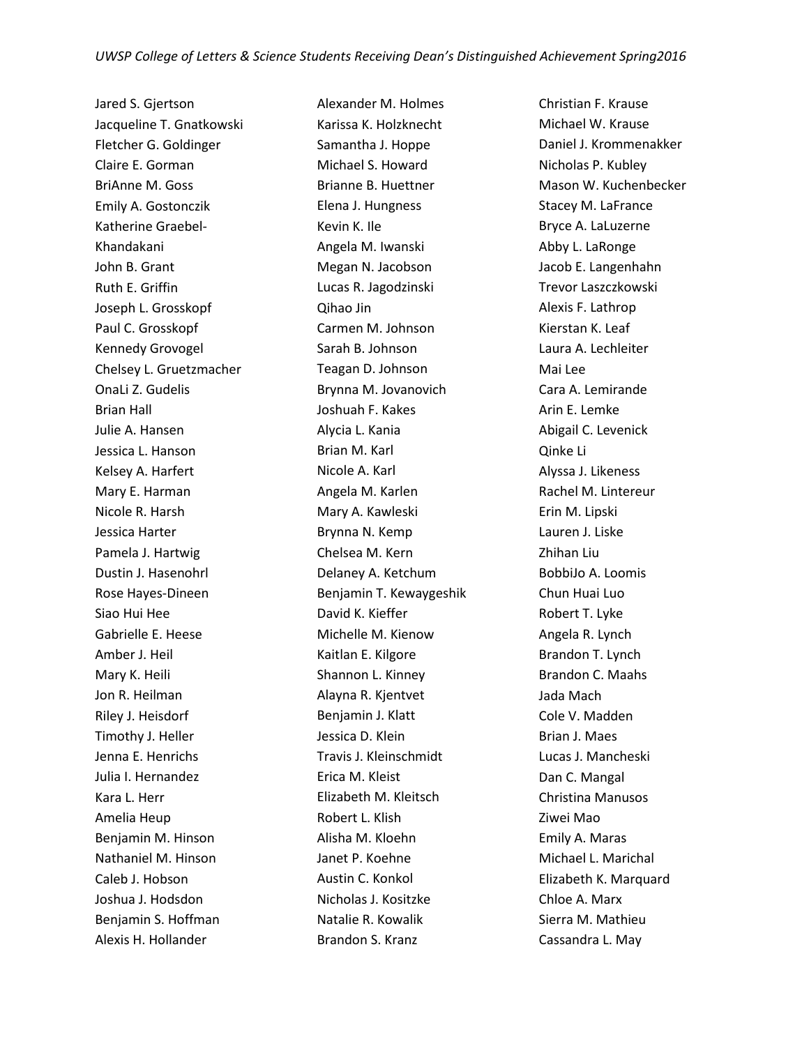Jared S. Gjertson
Jacqueline T. Gnatkowski
Fletcher G. Goldinger
Claire E. Gorman
BriAnne M. Goss
Emily A. Gostonczik
Katherine Graebel-Khandakani
John B. Grant
Ruth E. Griffin
Joseph L. Grosskopf
Paul C. Grosskopf
Kennedy Grovogel
Chelsey L. Gruetzmacher
OnaLi Z. Gudelis
Brian Hall
Julie A. Hansen
Jessica L. Hanson
Kelsey A. Harfert
Mary E. Harman
Nicole R. Harsh
Jessica Harter
Pamela J. Hartwig
Dustin J. Hasenohrl
Rose Hayes-Dineen
Siao Hui Hee
Gabrielle E. Heese
Amber J. Heil
Mary K. Heili
Jon R. Heilman
Riley J. Heisdorf
Timothy J. Heller
Jenna E. Henrichs
Julia I. Hernandez
Kara L. Herr
Amelia Heup
Benjamin M. Hinson
Nathaniel M. Hinson
Caleb J. Hobson
Joshua J. Hodsdon
Benjamin S. Hoffman
Alexis H. Hollander
Alexander M. Holmes
Karissa K. Holzknecht
Samantha J. Hoppe
Michael S. Howard
Brianne B. Huettner
Elena J. Hungness
Kevin K. Ile
Angela M. Iwanski
Megan N. Jacobson
Lucas R. Jagodzinski
Qihao Jin
Carmen M. Johnson
Sarah B. Johnson
Teagan D. Johnson
Brynna M. Jovanovich
Joshuah F. Kakes
Alycia L. Kania
Brian M. Karl
Nicole A. Karl
Angela M. Karlen
Mary A. Kawleski
Brynna N. Kemp
Chelsea M. Kern
Delaney A. Ketchum
Benjamin T. Kewaygeshik
David K. Kieffer
Michelle M. Kienow
Kaitlan E. Kilgore
Shannon L. Kinney
Alayna R. Kjentvet
Benjamin J. Klatt
Jessica D. Klein
Travis J. Kleinschmidt
Erica M. Kleist
Elizabeth M. Kleitsch
Robert L. Klish
Alisha M. Kloehn
Janet P. Koehne
Austin C. Konkol
Nicholas J. Kositzke
Natalie R. Kowalik
Brandon S. Kranz
Christian F. Krause
Michael W. Krause
Daniel J. Krommenakker
Nicholas P. Kubley
Mason W. Kuchenbecker
Stacey M. LaFrance
Bryce A. LaLuzerne
Abby L. LaRonge
Jacob E. Langenhahn
Trevor Laszczkowski
Alexis F. Lathrop
Kierstan K. Leaf
Laura A. Lechleiter
Mai Lee
Cara A. Lemirande
Arin E. Lemke
Abigail C. Levenick
Qinke Li
Alyssa J. Likeness
Rachel M. Lintereur
Erin M. Lipski
Lauren J. Liske
Zhihan Liu
BobbiJo A. Loomis
Chun Huai Luo
Robert T. Lyke
Angela R. Lynch
Brandon T. Lynch
Brandon C. Maahs
Jada Mach
Cole V. Madden
Brian J. Maes
Lucas J. Mancheski
Dan C. Mangal
Christina Manusos
Ziwei Mao
Emily A. Maras
Michael L. Marichal
Elizabeth K. Marquard
Chloe A. Marx
Sierra M. Mathieu
Cassandra L. May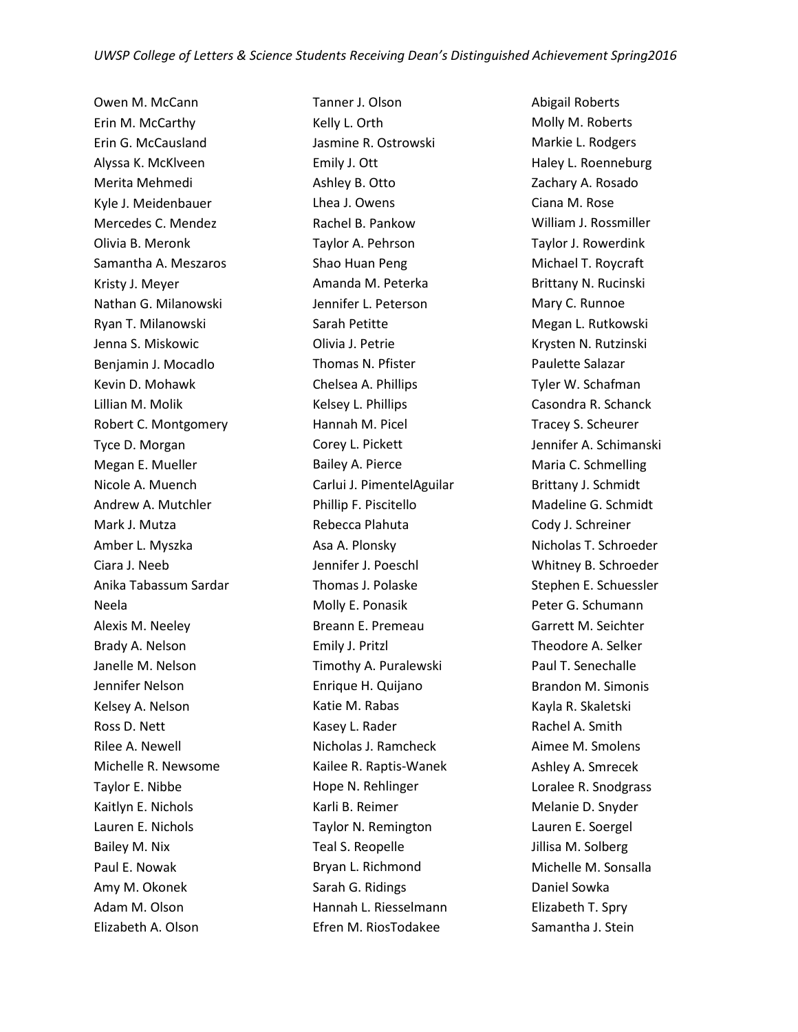Owen M. McCann
Erin M. McCarthy
Erin G. McCausland
Alyssa K. McKlveen
Merita Mehmedi
Kyle J. Meidenbauer
Mercedes C. Mendez
Olivia B. Meronk
Samantha A. Meszaros
Kristy J. Meyer
Nathan G. Milanowski
Ryan T. Milanowski
Jenna S. Miskowic
Benjamin J. Mocadlo
Kevin D. Mohawk
Lillian M. Molik
Robert C. Montgomery
Tyce D. Morgan
Megan E. Mueller
Nicole A. Muench
Andrew A. Mutchler
Mark J. Mutza
Amber L. Myszka
Ciara J. Neeb
Anika Tabassum Sardar Neela
Alexis M. Neeley
Brady A. Nelson
Janelle M. Nelson
Jennifer Nelson
Kelsey A. Nelson
Ross D. Nett
Rilee A. Newell
Michelle R. Newsome
Taylor E. Nibbe
Kaitlyn E. Nichols
Lauren E. Nichols
Bailey M. Nix
Paul E. Nowak
Amy M. Okonek
Adam M. Olson
Elizabeth A. Olson
Tanner J. Olson
Kelly L. Orth
Jasmine R. Ostrowski
Emily J. Ott
Ashley B. Otto
Lhea J. Owens
Rachel B. Pankow
Taylor A. Pehrson
Shao Huan Peng
Amanda M. Peterka
Jennifer L. Peterson
Sarah Petitte
Olivia J. Petrie
Thomas N. Pfister
Chelsea A. Phillips
Kelsey L. Phillips
Hannah M. Picel
Corey L. Pickett
Bailey A. Pierce
Carlui J. PimentelAguilar
Phillip F. Piscitello
Rebecca Plahuta
Asa A. Plonsky
Jennifer J. Poeschl
Thomas J. Polaske
Molly E. Ponasik
Breann E. Premeau
Emily J. Pritzl
Timothy A. Puralewski
Enrique H. Quijano
Katie M. Rabas
Kasey L. Rader
Nicholas J. Ramcheck
Kailee R. Raptis-Wanek
Hope N. Rehlinger
Karli B. Reimer
Taylor N. Remington
Teal S. Reopelle
Bryan L. Richmond
Sarah G. Ridings
Hannah L. Riesselmann
Efren M. RiosTodakee
Abigail Roberts
Molly M. Roberts
Markie L. Rodgers
Haley L. Roenneburg
Zachary A. Rosado
Ciana M. Rose
William J. Rossmiller
Taylor J. Rowerdink
Michael T. Roycraft
Brittany N. Rucinski
Mary C. Runnoe
Megan L. Rutkowski
Krysten N. Rutzinski
Paulette Salazar
Tyler W. Schafman
Casondra R. Schanck
Tracey S. Scheurer
Jennifer A. Schimanski
Maria C. Schmelling
Brittany J. Schmidt
Madeline G. Schmidt
Cody J. Schreiner
Nicholas T. Schroeder
Whitney B. Schroeder
Stephen E. Schuessler
Peter G. Schumann
Garrett M. Seichter
Theodore A. Selker
Paul T. Senechalle
Brandon M. Simonis
Kayla R. Skaletski
Rachel A. Smith
Aimee M. Smolens
Ashley A. Smrecek
Loralee R. Snodgrass
Melanie D. Snyder
Lauren E. Soergel
Jillisa M. Solberg
Michelle M. Sonsalla
Daniel Sowka
Elizabeth T. Spry
Samantha J. Stein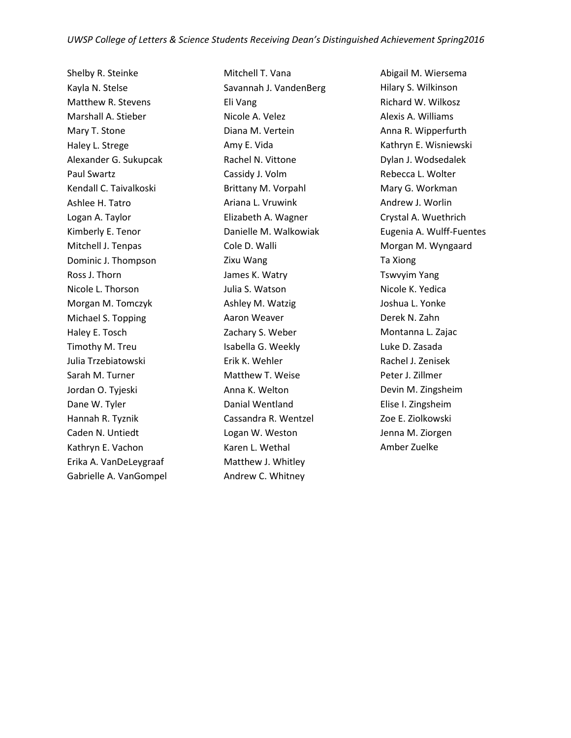Shelby R. Steinke
Kayla N. Stelse
Matthew R. Stevens
Marshall A. Stieber
Mary T. Stone
Haley L. Strege
Alexander G. Sukupcak
Paul Swartz
Kendall C. Taivalkoski
Ashlee H. Tatro
Logan A. Taylor
Kimberly E. Tenor
Mitchell J. Tenpas
Dominic J. Thompson
Ross J. Thorn
Nicole L. Thorson
Morgan M. Tomczyk
Michael S. Topping
Haley E. Tosch
Timothy M. Treu
Julia Trzebiatowski
Sarah M. Turner
Jordan O. Tyjeski
Dane W. Tyler
Hannah R. Tyznik
Caden N. Untiedt
Kathryn E. Vachon
Erika A. VanDeLeygraaf
Gabrielle A. VanGompel
Mitchell T. Vana
Savannah J. VandenBerg
Eli Vang
Nicole A. Velez
Diana M. Vertein
Amy E. Vida
Rachel N. Vittone
Cassidy J. Volm
Brittany M. Vorpahl
Ariana L. Vruwink
Elizabeth A. Wagner
Danielle M. Walkowiak
Cole D. Walli
Zixu Wang
James K. Watry
Julia S. Watson
Ashley M. Watzig
Aaron Weaver
Zachary S. Weber
Isabella G. Weekly
Erik K. Wehler
Matthew T. Weise
Anna K. Welton
Danial Wentland
Cassandra R. Wentzel
Logan W. Weston
Karen L. Wethal
Matthew J. Whitley
Andrew C. Whitney
Abigail M. Wiersema
Hilary S. Wilkinson
Richard W. Wilkosz
Alexis A. Williams
Anna R. Wipperfurth
Kathryn E. Wisniewski
Dylan J. Wodsedalek
Rebecca L. Wolter
Mary G. Workman
Andrew J. Worlin
Crystal A. Wuethrich
Eugenia A. Wulff-Fuentes
Morgan M. Wyngaard
Ta Xiong
Tswvyim Yang
Nicole K. Yedica
Joshua L. Yonke
Derek N. Zahn
Montanna L. Zajac
Luke D. Zasada
Rachel J. Zenisek
Peter J. Zillmer
Devin M. Zingsheim
Elise I. Zingsheim
Zoe E. Ziolkowski
Jenna M. Ziorgen
Amber Zuelke